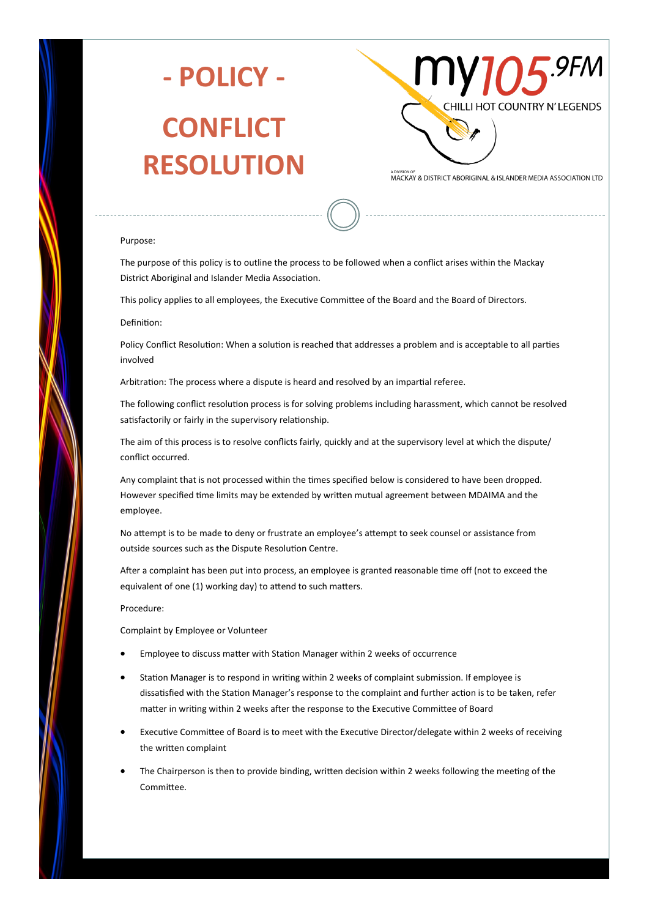# - POLICY -

# CONFLICT RESOLUTION

my105.9FM
CHILLI HOT COUNTRY N' LEGENDS

A DIVISION OF
MACKAY & DISTRICT ABORIGINAL & ISLANDER MEDIA ASSOCIATION LTD

Purpose:

The purpose of this policy is to outline the process to be followed when a conflict arises within the Mackay District Aboriginal and Islander Media Association.

This policy applies to all employees, the Executive Committee of the Board and the Board of Directors.

Definition:

Policy Conflict Resolution: When a solution is reached that addresses a problem and is acceptable to all parties involved

Arbitration: The process where a dispute is heard and resolved by an impartial referee.

The following conflict resolution process is for solving problems including harassment, which cannot be resolved satisfactorily or fairly in the supervisory relationship.

The aim of this process is to resolve conflicts fairly, quickly and at the supervisory level at which the dispute/ conflict occurred.

Any complaint that is not processed within the times specified below is considered to have been dropped. However specified time limits may be extended by written mutual agreement between MDAIMA and the employee.

No attempt is to be made to deny or frustrate an employee's attempt to seek counsel or assistance from outside sources such as the Dispute Resolution Centre.

After a complaint has been put into process, an employee is granted reasonable time off (not to exceed the equivalent of one (1) working day) to attend to such matters.

Procedure:

Complaint by Employee or Volunteer

- Employee to discuss matter with Station Manager within 2 weeks of occurrence
- Station Manager is to respond in writing within 2 weeks of complaint submission. If employee is dissatisfied with the Station Manager's response to the complaint and further action is to be taken, refer matter in writing within 2 weeks after the response to the Executive Committee of Board
- Executive Committee of Board is to meet with the Executive Director/delegate within 2 weeks of receiving the written complaint
- The Chairperson is then to provide binding, written decision within 2 weeks following the meeting of the Committee.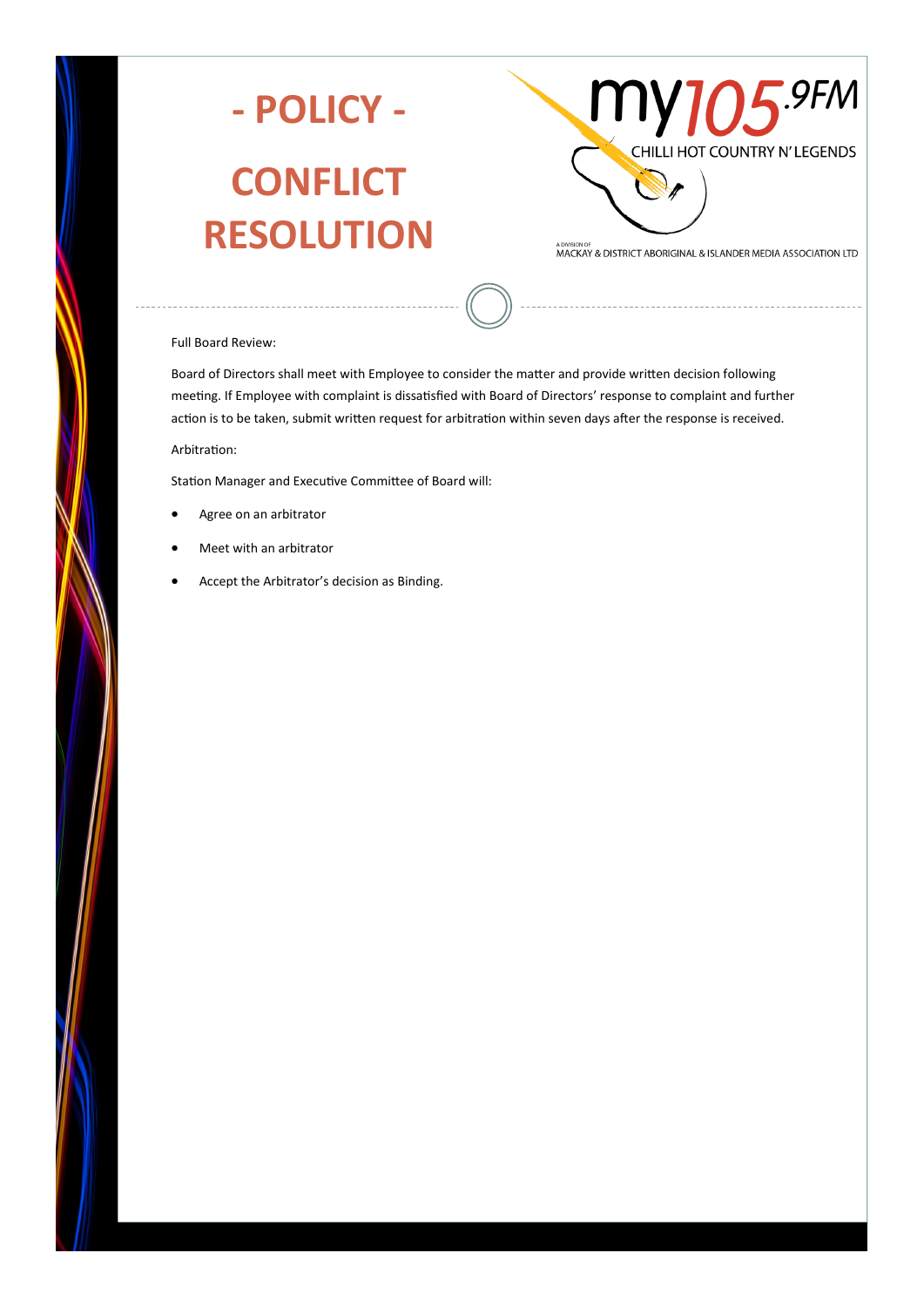# - POLICY -

# CONFLICT RESOLUTION

my105.9FM
CHILLI HOT COUNTRY N' LEGENDS

A DIVISION OF
MACKAY & DISTRICT ABORIGINAL & ISLANDER MEDIA ASSOCIATION LTD

Full Board Review:

Board of Directors shall meet with Employee to consider the matter and provide written decision following meeting. If Employee with complaint is dissatisfied with Board of Directors' response to complaint and further action is to be taken, submit written request for arbitration within seven days after the response is received.

Arbitration:

Station Manager and Executive Committee of Board will:

- Agree on an arbitrator
- Meet with an arbitrator
- Accept the Arbitrator's decision as Binding.